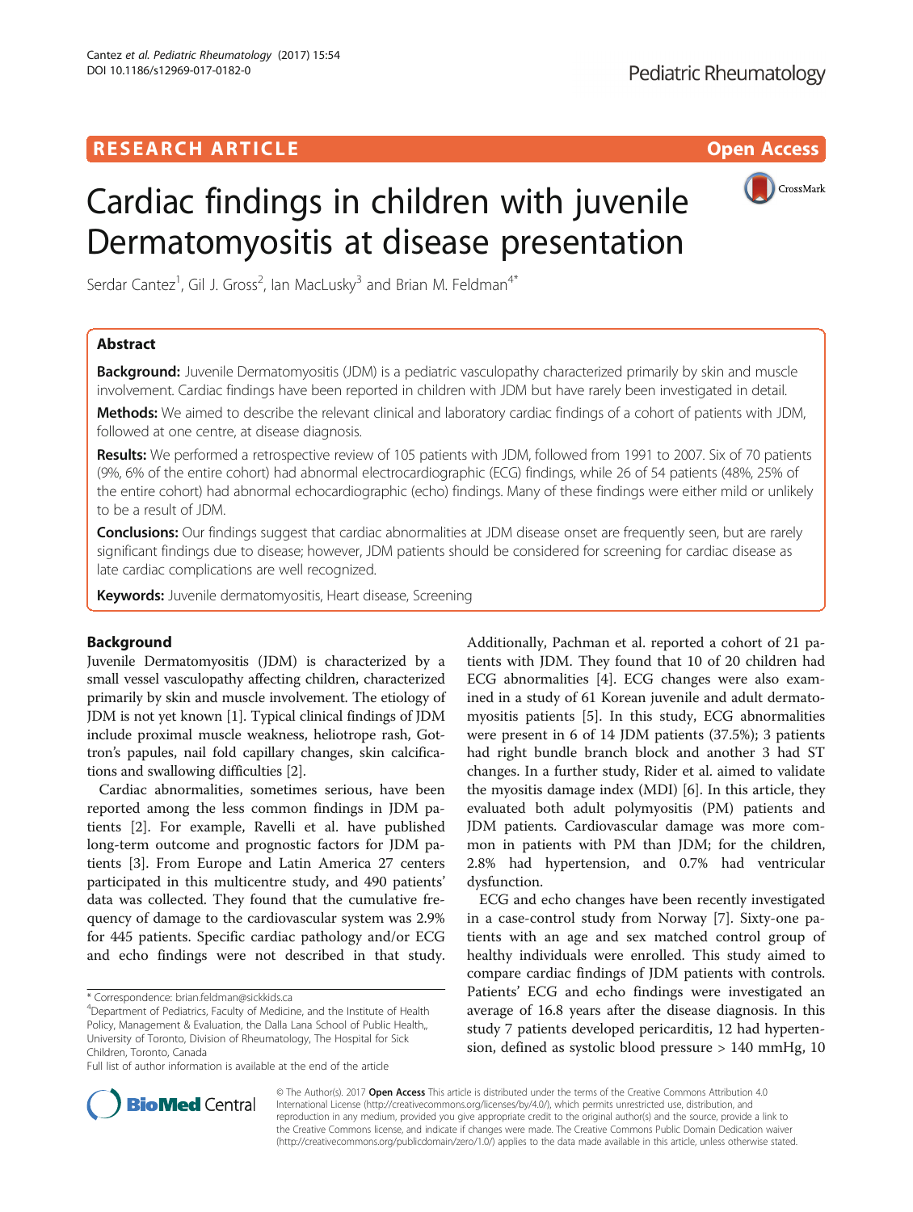RESEARCH ARTICLE

Open Access

# Cardiac findings in children with juvenile Dermatomyositis at disease presentation

Serdar Cantez[1], Gil J. Gross[2], Ian MacLusky[3] and Brian M. Feldman[4*]

## Abstract

**Background:** Juvenile Dermatomyositis (JDM) is a pediatric vasculopathy characterized primarily by skin and muscle involvement. Cardiac findings have been reported in children with JDM but have rarely been investigated in detail.

**Methods:** We aimed to describe the relevant clinical and laboratory cardiac findings of a cohort of patients with JDM, followed at one centre, at disease diagnosis.

**Results:** We performed a retrospective review of 105 patients with JDM, followed from 1991 to 2007. Six of 70 patients (9%, 6% of the entire cohort) had abnormal electrocardiographic (ECG) findings, while 26 of 54 patients (48%, 25% of the entire cohort) had abnormal echocardiographic (echo) findings. Many of these findings were either mild or unlikely to be a result of JDM.

**Conclusions:** Our findings suggest that cardiac abnormalities at JDM disease onset are frequently seen, but are rarely significant findings due to disease; however, JDM patients should be considered for screening for cardiac disease as late cardiac complications are well recognized.

**Keywords:** Juvenile dermatomyositis, Heart disease, Screening

## Background

Juvenile Dermatomyositis (JDM) is characterized by a small vessel vasculopathy affecting children, characterized primarily by skin and muscle involvement. The etiology of JDM is not yet known [1]. Typical clinical findings of JDM include proximal muscle weakness, heliotrope rash, Gottron's papules, nail fold capillary changes, skin calcifications and swallowing difficulties [2].

Cardiac abnormalities, sometimes serious, have been reported among the less common findings in JDM patients [2]. For example, Ravelli et al. have published long-term outcome and prognostic factors for JDM patients [3]. From Europe and Latin America 27 centers participated in this multicentre study, and 490 patients' data was collected. They found that the cumulative frequency of damage to the cardiovascular system was 2.9% for 445 patients. Specific cardiac pathology and/or ECG and echo findings were not described in that study. Additionally, Pachman et al. reported a cohort of 21 patients with JDM. They found that 10 of 20 children had ECG abnormalities [4]. ECG changes were also examined in a study of 61 Korean juvenile and adult dermatomyositis patients [5]. In this study, ECG abnormalities were present in 6 of 14 JDM patients (37.5%); 3 patients had right bundle branch block and another 3 had ST changes. In a further study, Rider et al. aimed to validate the myositis damage index (MDI) [6]. In this article, they evaluated both adult polymyositis (PM) patients and JDM patients. Cardiovascular damage was more common in patients with PM than JDM; for the children, 2.8% had hypertension, and 0.7% had ventricular dysfunction.

ECG and echo changes have been recently investigated in a case-control study from Norway [7]. Sixty-one patients with an age and sex matched control group of healthy individuals were enrolled. This study aimed to compare cardiac findings of JDM patients with controls. Patients' ECG and echo findings were investigated an average of 16.8 years after the disease diagnosis. In this study 7 patients developed pericarditis, 12 had hypertension, defined as systolic blood pressure > 140 mmHg, 10

\* Correspondence: brian.feldman@sickkids.ca

[4]Department of Pediatrics, Faculty of Medicine, and the Institute of Health Policy, Management & Evaluation, the Dalla Lana School of Public Health,, University of Toronto, Division of Rheumatology, The Hospital for Sick Children, Toronto, Canada

Full list of author information is available at the end of the article

© The Author(s). 2017 **Open Access** This article is distributed under the terms of the Creative Commons Attribution 4.0 International License (http://creativecommons.org/licenses/by/4.0/), which permits unrestricted use, distribution, and reproduction in any medium, provided you give appropriate credit to the original author(s) and the source, provide a link to the Creative Commons license, and indicate if changes were made. The Creative Commons Public Domain Dedication waiver (http://creativecommons.org/publicdomain/zero/1.0/) applies to the data made available in this article, unless otherwise stated.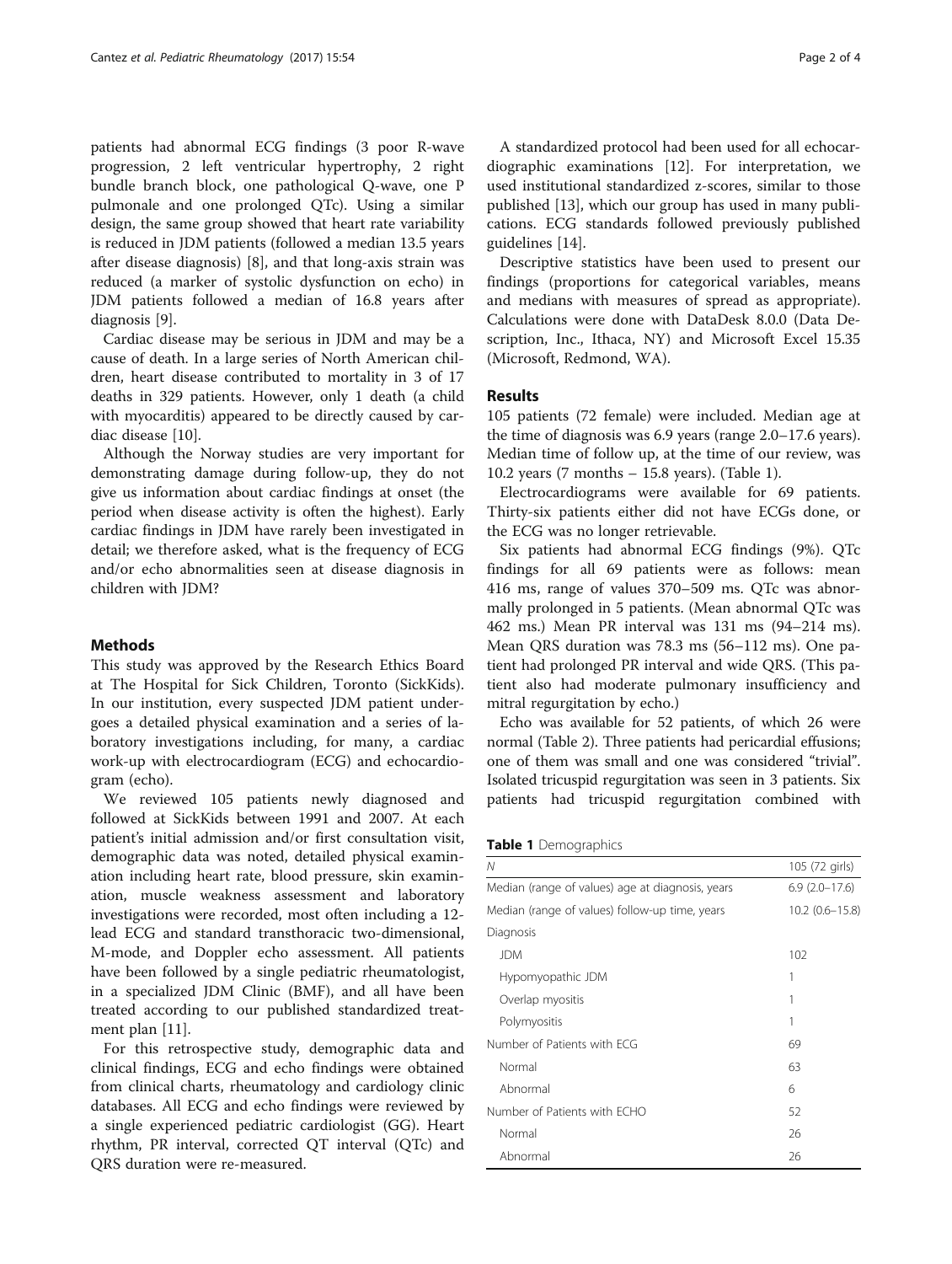patients had abnormal ECG findings (3 poor R-wave progression, 2 left ventricular hypertrophy, 2 right bundle branch block, one pathological Q-wave, one P pulmonale and one prolonged QTc). Using a similar design, the same group showed that heart rate variability is reduced in JDM patients (followed a median 13.5 years after disease diagnosis) [8], and that long-axis strain was reduced (a marker of systolic dysfunction on echo) in JDM patients followed a median of 16.8 years after diagnosis [9].

Cardiac disease may be serious in JDM and may be a cause of death. In a large series of North American children, heart disease contributed to mortality in 3 of 17 deaths in 329 patients. However, only 1 death (a child with myocarditis) appeared to be directly caused by cardiac disease [10].

Although the Norway studies are very important for demonstrating damage during follow-up, they do not give us information about cardiac findings at onset (the period when disease activity is often the highest). Early cardiac findings in JDM have rarely been investigated in detail; we therefore asked, what is the frequency of ECG and/or echo abnormalities seen at disease diagnosis in children with JDM?

## Methods

This study was approved by the Research Ethics Board at The Hospital for Sick Children, Toronto (SickKids). In our institution, every suspected JDM patient undergoes a detailed physical examination and a series of laboratory investigations including, for many, a cardiac work-up with electrocardiogram (ECG) and echocardiogram (echo).

We reviewed 105 patients newly diagnosed and followed at SickKids between 1991 and 2007. At each patient's initial admission and/or first consultation visit, demographic data was noted, detailed physical examination including heart rate, blood pressure, skin examination, muscle weakness assessment and laboratory investigations were recorded, most often including a 12-lead ECG and standard transthoracic two-dimensional, M-mode, and Doppler echo assessment. All patients have been followed by a single pediatric rheumatologist, in a specialized JDM Clinic (BMF), and all have been treated according to our published standardized treatment plan [11].

For this retrospective study, demographic data and clinical findings, ECG and echo findings were obtained from clinical charts, rheumatology and cardiology clinic databases. All ECG and echo findings were reviewed by a single experienced pediatric cardiologist (GG). Heart rhythm, PR interval, corrected QT interval (QTc) and QRS duration were re-measured.

A standardized protocol had been used for all echocardiographic examinations [12]. For interpretation, we used institutional standardized z-scores, similar to those published [13], which our group has used in many publications. ECG standards followed previously published guidelines [14].

Descriptive statistics have been used to present our findings (proportions for categorical variables, means and medians with measures of spread as appropriate). Calculations were done with DataDesk 8.0.0 (Data Description, Inc., Ithaca, NY) and Microsoft Excel 15.35 (Microsoft, Redmond, WA).

## Results

105 patients (72 female) were included. Median age at the time of diagnosis was 6.9 years (range 2.0–17.6 years). Median time of follow up, at the time of our review, was 10.2 years (7 months – 15.8 years). (Table 1).

Electrocardiograms were available for 69 patients. Thirty-six patients either did not have ECGs done, or the ECG was no longer retrievable.

Six patients had abnormal ECG findings (9%). QTc findings for all 69 patients were as follows: mean 416 ms, range of values 370–509 ms. QTc was abnormally prolonged in 5 patients. (Mean abnormal QTc was 462 ms.) Mean PR interval was 131 ms (94–214 ms). Mean QRS duration was 78.3 ms (56–112 ms). One patient had prolonged PR interval and wide QRS. (This patient also had moderate pulmonary insufficiency and mitral regurgitation by echo.)

Echo was available for 52 patients, of which 26 were normal (Table 2). Three patients had pericardial effusions; one of them was small and one was considered "trivial". Isolated tricuspid regurgitation was seen in 3 patients. Six patients had tricuspid regurgitation combined with

**Table 1** Demographics

| N | 105 (72 girls) |
|---|---|
| Median (range of values) age at diagnosis, years | 6.9 (2.0–17.6) |
| Median (range of values) follow-up time, years | 10.2 (0.6–15.8) |
| Diagnosis | |
| JDM | 102 |
| Hypomyopathic JDM | 1 |
| Overlap myositis | 1 |
| Polymyositis | 1 |
| Number of Patients with ECG | 69 |
| Normal | 63 |
| Abnormal | 6 |
| Number of Patients with ECHO | 52 |
| Normal | 26 |
| Abnormal | 26 |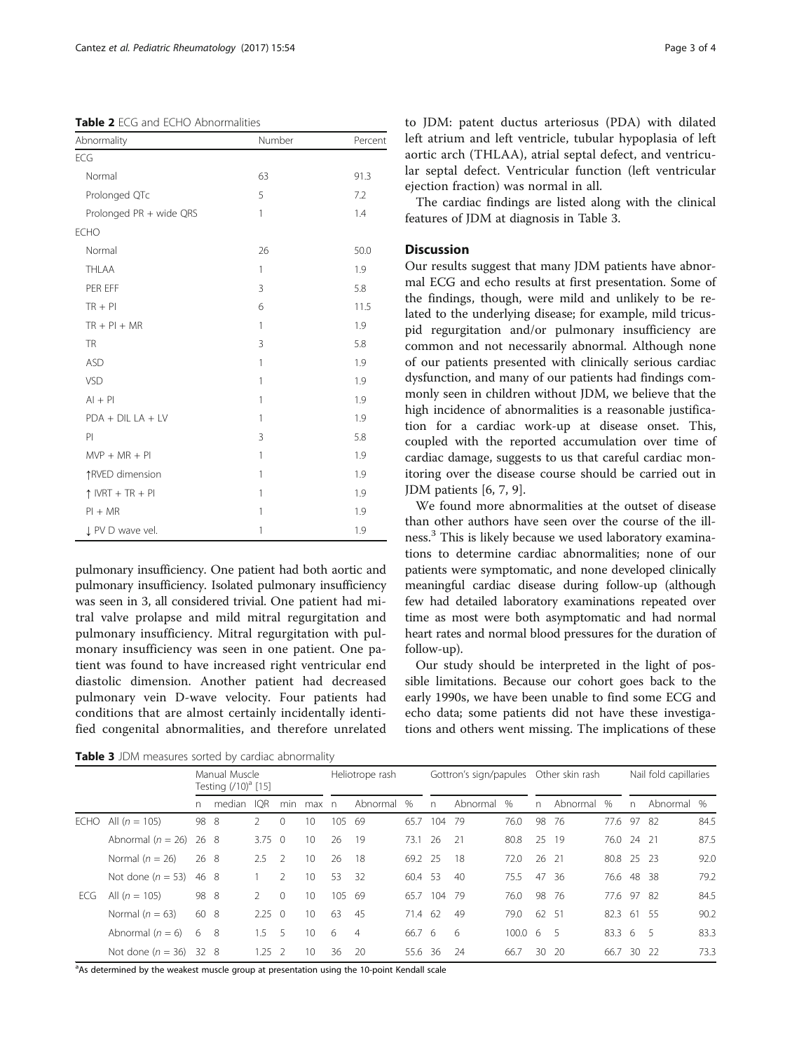**Table 2** ECG and ECHO Abnormalities

| Abnormality | Number | Percent |
|---|---|---|
| ECG | | |
| Normal | 63 | 91.3 |
| Prolonged QTc | 5 | 7.2 |
| Prolonged PR + wide QRS | 1 | 1.4 |
| ECHO | | |
| Normal | 26 | 50.0 |
| THLAA | 1 | 1.9 |
| PER EFF | 3 | 5.8 |
| TR + PI | 6 | 11.5 |
| TR + PI + MR | 1 | 1.9 |
| TR | 3 | 5.8 |
| ASD | 1 | 1.9 |
| VSD | 1 | 1.9 |
| AI + PI | 1 | 1.9 |
| PDA + DIL LA + LV | 1 | 1.9 |
| PI | 3 | 5.8 |
| MVP + MR + PI | 1 | 1.9 |
| ↑RVED dimension | 1 | 1.9 |
| ↑ IVRT + TR + PI | 1 | 1.9 |
| PI + MR | 1 | 1.9 |
| ↓ PV D wave vel. | 1 | 1.9 |

pulmonary insufficiency. One patient had both aortic and pulmonary insufficiency. Isolated pulmonary insufficiency was seen in 3, all considered trivial. One patient had mitral valve prolapse and mild mitral regurgitation and pulmonary insufficiency. Mitral regurgitation with pulmonary insufficiency was seen in one patient. One patient was found to have increased right ventricular end diastolic dimension. Another patient had decreased pulmonary vein D-wave velocity. Four patients had conditions that are almost certainly incidentally identified congenital abnormalities, and therefore unrelated to JDM: patent ductus arteriosus (PDA) with dilated left atrium and left ventricle, tubular hypoplasia of left aortic arch (THLAA), atrial septal defect, and ventricular septal defect. Ventricular function (left ventricular ejection fraction) was normal in all.

The cardiac findings are listed along with the clinical features of JDM at diagnosis in Table 3.

## Discussion

Our results suggest that many JDM patients have abnormal ECG and echo results at first presentation. Some of the findings, though, were mild and unlikely to be related to the underlying disease; for example, mild tricuspid regurgitation and/or pulmonary insufficiency are common and not necessarily abnormal. Although none of our patients presented with clinically serious cardiac dysfunction, and many of our patients had findings commonly seen in children without JDM, we believe that the high incidence of abnormalities is a reasonable justification for a cardiac work-up at disease onset. This, coupled with the reported accumulation over time of cardiac damage, suggests to us that careful cardiac monitoring over the disease course should be carried out in JDM patients [6, 7, 9].

We found more abnormalities at the outset of disease than other authors have seen over the course of the illness.[3] This is likely because we used laboratory examinations to determine cardiac abnormalities; none of our patients were symptomatic, and none developed clinically meaningful cardiac disease during follow-up (although few had detailed laboratory examinations repeated over time as most were both asymptomatic and had normal heart rates and normal blood pressures for the duration of follow-up).

Our study should be interpreted in the light of possible limitations. Because our cohort goes back to the early 1990s, we have been unable to find some ECG and echo data; some patients did not have these investigations and others went missing. The implications of these

**Table 3** JDM measures sorted by cardiac abnormality

| | | Manual Muscle Testing (/10)[a] [15] | | | | | Heliotrope rash | | | Gottron's sign/papules | | | Other skin rash | | | Nail fold capillaries | | |
|---|---|---|---|---|---|---|---|---|---|---|---|---|---|---|---|---|---|---|
| | | n | median | IQR | min | max | n | Abnormal | % | n | Abnormal | % | n | Abnormal | % | n | Abnormal | % |
| ECHO | All (n = 105) | 98 | 8 | 2 | 0 | 10 | 105 | 69 | 65.7 | 104 | 79 | 76.0 | 98 | 76 | 77.6 | 97 | 82 | 84.5 |
| | Abnormal (n = 26) | 26 | 8 | 3.75 | 0 | 10 | 26 | 19 | 73.1 | 26 | 21 | 80.8 | 25 | 19 | 76.0 | 24 | 21 | 87.5 |
| | Normal (n = 26) | 26 | 8 | 2.5 | 2 | 10 | 26 | 18 | 69.2 | 25 | 18 | 72.0 | 26 | 21 | 80.8 | 25 | 23 | 92.0 |
| | Not done (n = 53) | 46 | 8 | 1 | 2 | 10 | 53 | 32 | 60.4 | 53 | 40 | 75.5 | 47 | 36 | 76.6 | 48 | 38 | 79.2 |
| ECG | All (n = 105) | 98 | 8 | 2 | 0 | 10 | 105 | 69 | 65.7 | 104 | 79 | 76.0 | 98 | 76 | 77.6 | 97 | 82 | 84.5 |
| | Normal (n = 63) | 60 | 8 | 2.25 | 0 | 10 | 63 | 45 | 71.4 | 62 | 49 | 79.0 | 62 | 51 | 82.3 | 61 | 55 | 90.2 |
| | Abnormal (n = 6) | 6 | 8 | 1.5 | 5 | 10 | 6 | 4 | 66.7 | 6 | 6 | 100.0 | 6 | 5 | 83.3 | 6 | 5 | 83.3 |
| | Not done (n = 36) | 32 | 8 | 1.25 | 2 | 10 | 36 | 20 | 55.6 | 36 | 24 | 66.7 | 30 | 20 | 66.7 | 30 | 22 | 73.3 |

[a]As determined by the weakest muscle group at presentation using the 10-point Kendall scale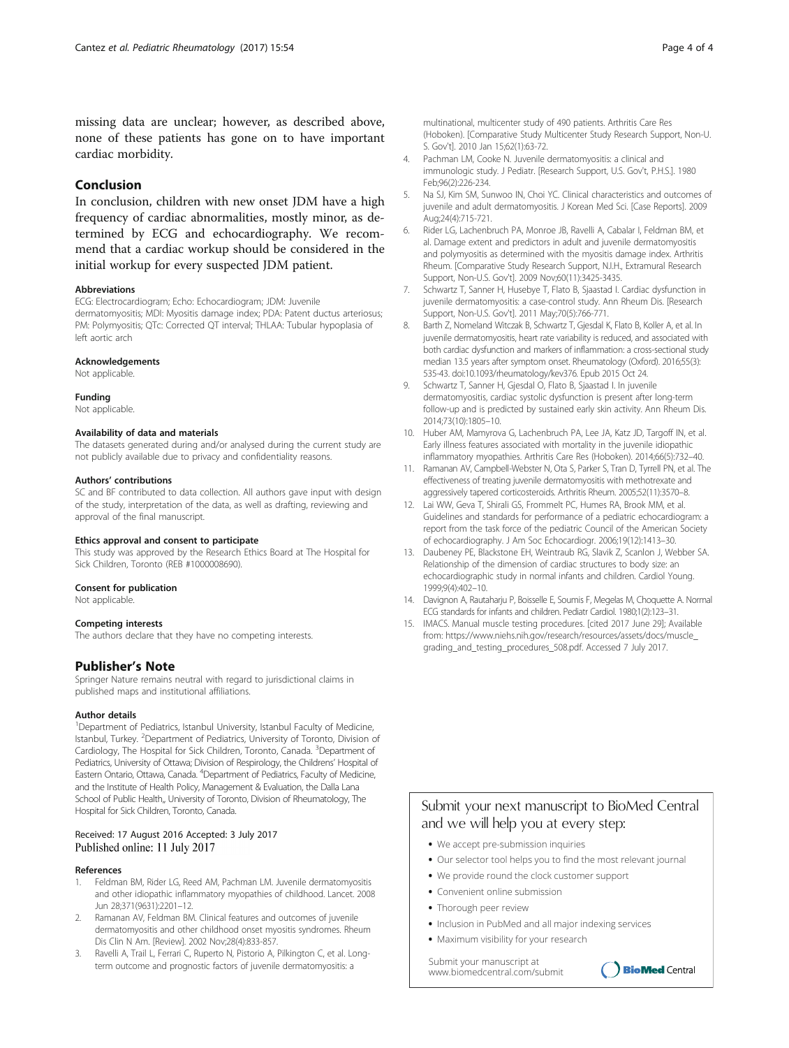missing data are unclear; however, as described above, none of these patients has gone on to have important cardiac morbidity.

## Conclusion

In conclusion, children with new onset JDM have a high frequency of cardiac abnormalities, mostly minor, as determined by ECG and echocardiography. We recommend that a cardiac workup should be considered in the initial workup for every suspected JDM patient.

#### Abbreviations

ECG: Electrocardiogram; Echo: Echocardiogram; JDM: Juvenile dermatomyositis; MDI: Myositis damage index; PDA: Patent ductus arteriosus; PM: Polymyositis; QTc: Corrected QT interval; THLAA: Tubular hypoplasia of left aortic arch

#### Acknowledgements

Not applicable.

#### Funding

Not applicable.

#### Availability of data and materials

The datasets generated during and/or analysed during the current study are not publicly available due to privacy and confidentiality reasons.

#### Authors' contributions

SC and BF contributed to data collection. All authors gave input with design of the study, interpretation of the data, as well as drafting, reviewing and approval of the final manuscript.

#### Ethics approval and consent to participate

This study was approved by the Research Ethics Board at The Hospital for Sick Children, Toronto (REB #1000008690).

#### Consent for publication

Not applicable.

#### Competing interests

The authors declare that they have no competing interests.

## Publisher's Note

Springer Nature remains neutral with regard to jurisdictional claims in published maps and institutional affiliations.

#### Author details

[1]Department of Pediatrics, Istanbul University, Istanbul Faculty of Medicine, Istanbul, Turkey. [2]Department of Pediatrics, University of Toronto, Division of Cardiology, The Hospital for Sick Children, Toronto, Canada. [3]Department of Pediatrics, University of Ottawa; Division of Respirology, the Childrens' Hospital of Eastern Ontario, Ottawa, Canada. [4]Department of Pediatrics, Faculty of Medicine, and the Institute of Health Policy, Management & Evaluation, the Dalla Lana School of Public Health,, University of Toronto, Division of Rheumatology, The Hospital for Sick Children, Toronto, Canada.

Received: 17 August 2016 Accepted: 3 July 2017
Published online: 11 July 2017

#### References

1. Feldman BM, Rider LG, Reed AM, Pachman LM. Juvenile dermatomyositis and other idiopathic inflammatory myopathies of childhood. Lancet. 2008 Jun 28;371(9631):2201–12.
2. Ramanan AV, Feldman BM. Clinical features and outcomes of juvenile dermatomyositis and other childhood onset myositis syndromes. Rheum Dis Clin N Am. [Review]. 2002 Nov;28(4):833-857.
3. Ravelli A, Trail L, Ferrari C, Ruperto N, Pistorio A, Pilkington C, et al. Long-term outcome and prognostic factors of juvenile dermatomyositis: a multinational, multicenter study of 490 patients. Arthritis Care Res (Hoboken). [Comparative Study Multicenter Study Research Support, Non-U. S. Gov't]. 2010 Jan 15;62(1):63-72.
4. Pachman LM, Cooke N. Juvenile dermatomyositis: a clinical and immunologic study. J Pediatr. [Research Support, U.S. Gov't, P.H.S.]. 1980 Feb;96(2):226-234.
5. Na SJ, Kim SM, Sunwoo IN, Choi YC. Clinical characteristics and outcomes of juvenile and adult dermatomyositis. J Korean Med Sci. [Case Reports]. 2009 Aug;24(4):715-721.
6. Rider LG, Lachenbruch PA, Monroe JB, Ravelli A, Cabalar I, Feldman BM, et al. Damage extent and predictors in adult and juvenile dermatomyositis and polymyositis as determined with the myositis damage index. Arthritis Rheum. [Comparative Study Research Support, N.I.H., Extramural Research Support, Non-U.S. Gov't]. 2009 Nov;60(11):3425-3435.
7. Schwartz T, Sanner H, Husebye T, Flato B, Sjaastad I. Cardiac dysfunction in juvenile dermatomyositis: a case-control study. Ann Rheum Dis. [Research Support, Non-U.S. Gov't]. 2011 May;70(5):766-771.
8. Barth Z, Nomeland Witczak B, Schwartz T, Gjesdal K, Flato B, Koller A, et al. In juvenile dermatomyositis, heart rate variability is reduced, and associated with both cardiac dysfunction and markers of inflammation: a cross-sectional study median 13.5 years after symptom onset. Rheumatology (Oxford). 2016;55(3): 535-43. doi:10.1093/rheumatology/kev376. Epub 2015 Oct 24.
9. Schwartz T, Sanner H, Gjesdal O, Flato B, Sjaastad I. In juvenile dermatomyositis, cardiac systolic dysfunction is present after long-term follow-up and is predicted by sustained early skin activity. Ann Rheum Dis. 2014;73(10):1805–10.
10. Huber AM, Mamyrova G, Lachenbruch PA, Lee JA, Katz JD, Targoff IN, et al. Early illness features associated with mortality in the juvenile idiopathic inflammatory myopathies. Arthritis Care Res (Hoboken). 2014;66(5):732–40.
11. Ramanan AV, Campbell-Webster N, Ota S, Parker S, Tran D, Tyrrell PN, et al. The effectiveness of treating juvenile dermatomyositis with methotrexate and aggressively tapered corticosteroids. Arthritis Rheum. 2005;52(11):3570–8.
12. Lai WW, Geva T, Shirali GS, Frommelt PC, Humes RA, Brook MM, et al. Guidelines and standards for performance of a pediatric echocardiogram: a report from the task force of the pediatric Council of the American Society of echocardiography. J Am Soc Echocardiogr. 2006;19(12):1413–30.
13. Daubeney PE, Blackstone EH, Weintraub RG, Slavik Z, Scanlon J, Webber SA. Relationship of the dimension of cardiac structures to body size: an echocardiographic study in normal infants and children. Cardiol Young. 1999;9(4):402–10.
14. Davignon A, Rautaharju P, Boisselle E, Soumis F, Megelas M, Choquette A. Normal ECG standards for infants and children. Pediatr Cardiol. 1980;1(2):123–31.
15. IMACS. Manual muscle testing procedures. [cited 2017 June 29]; Available from: https://www.niehs.nih.gov/research/resources/assets/docs/muscle_grading_and_testing_procedures_508.pdf. Accessed 7 July 2017.

Submit your next manuscript to BioMed Central and we will help you at every step:

- We accept pre-submission inquiries
- Our selector tool helps you to find the most relevant journal
- We provide round the clock customer support
- Convenient online submission
- Thorough peer review
- Inclusion in PubMed and all major indexing services
- Maximum visibility for your research

Submit your manuscript at
www.biomedcentral.com/submit

BioMed Central